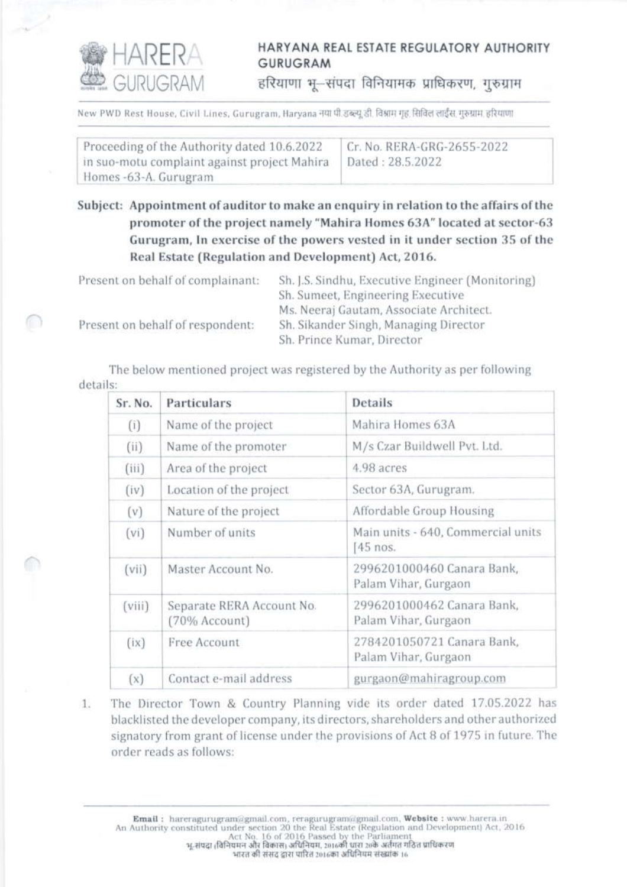# HARYANA REAL ESTATE REGULATORY AUTHORITY GURUGRAM

हरियाणा भू–संपदा विनियामक प्राधिकरण, गुरुग्राम

New PWD Rest House, Civil Lines, Gurugram, Haryana नया पी.डब्ल्यू.डी. विश्राम गृह, सिविल लाईंस, गुरुग्राम, हरियाणा

| Proceeding of the Authority dated 10.6.2022 in suo-motu complaint against project Mahira Homes -63-A. Gurugram | Cr. No. RERA-GRG-2655-2022 Dated : 28.5.2022 |
|---|---|

**Subject: Appointment of auditor to make an enquiry in relation to the affairs of the promoter of the project namely "Mahira Homes 63A" located at sector-63 Gurugram, In exercise of the powers vested in it under section 35 of the Real Estate (Regulation and Development) Act, 2016.**

Present on behalf of complainant: Sh. J.S. Sindhu, Executive Engineer (Monitoring)
Sh. Sumeet, Engineering Executive
Ms. Neeraj Gautam, Associate Architect.

Present on behalf of respondent: Sh. Sikander Singh, Managing Director
Sh. Prince Kumar, Director

The below mentioned project was registered by the Authority as per following details:

| Sr. No. | Particulars | Details |
|---|---|---|
| (i) | Name of the project | Mahira Homes 63A |
| (ii) | Name of the promoter | M/s Czar Buildwell Pvt. Ltd. |
| (iii) | Area of the project | 4.98 acres |
| (iv) | Location of the project | Sector 63A, Gurugram. |
| (v) | Nature of the project | Affordable Group Housing |
| (vi) | Number of units | Main units - 640, Commercial units [45 nos. |
| (vii) | Master Account No. | 2996201000460 Canara Bank, Palam Vihar, Gurgaon |
| (viii) | Separate RERA Account No. (70% Account) | 2996201000462 Canara Bank, Palam Vihar, Gurgaon |
| (ix) | Free Account | 2784201050721 Canara Bank, Palam Vihar, Gurgaon |
| (x) | Contact e-mail address | gurgaon@mahiragroup.com |

1. The Director Town & Country Planning vide its order dated 17.05.2022 has blacklisted the developer company, its directors, shareholders and other authorized signatory from grant of license under the provisions of Act 8 of 1975 in future. The order reads as follows:

**Email :** hareragurugram@gmail.com, reragurugram@gmail.com, **Website :** www.harera.in
An Authority constituted under section 20 the Real Estate (Regulation and Development) Act, 2016
Act No. 16 of 2016 Passed by the Parliament
भू-संपदा (विनियमन और विकास) अधिनियम, 2016की धारा 20के अंर्तगत गठित प्राधिकरण
भारत की संसद द्वारा पारित 2016का अधिनियम संख्यांक 16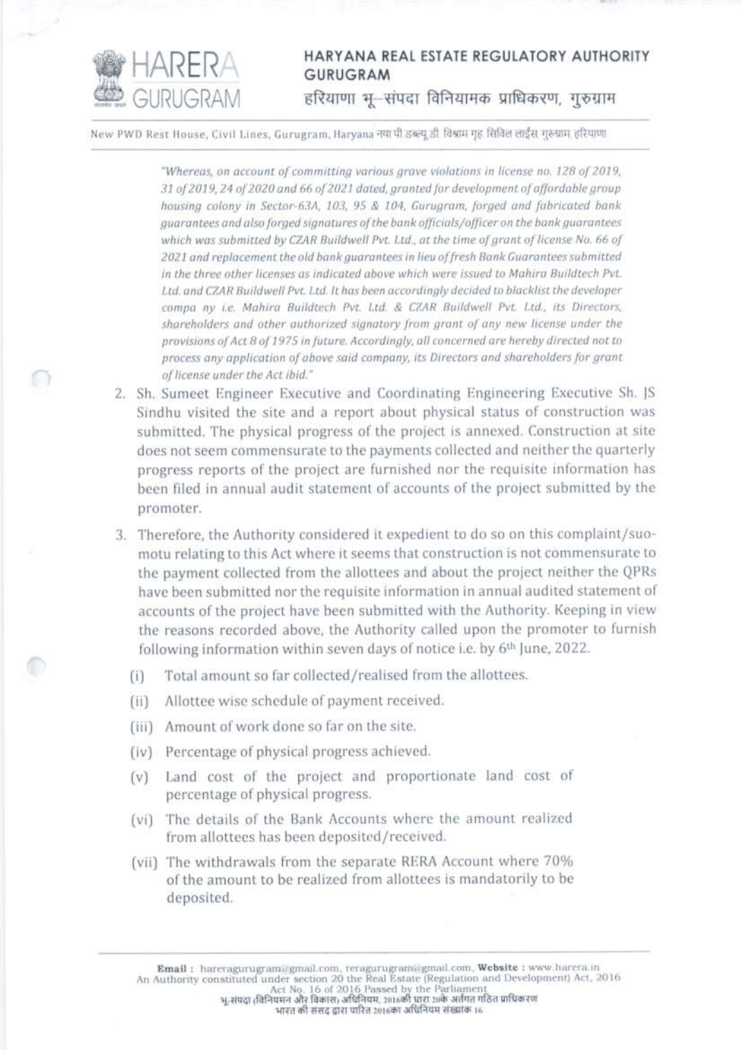"*Whereas, on account of committing various grave violations in license no. 128 of 2019, 31 of 2019, 24 of 2020 and 66 of 2021 dated, granted for development of affordable group housing colony in Sector-63A, 103, 95 & 104, Gurugram, forged and fabricated bank guarantees and also forged signatures of the bank officials/officer on the bank guarantees which was submitted by CZAR Buildwell Pvt. Ltd., at the time of grant of license No. 66 of 2021 and replacement the old bank guarantees in lieu of fresh Bank Guarantees submitted in the three other licenses as indicated above which were issued to Mahira Buildtech Pvt. Ltd. and CZAR Buildwell Pvt. Ltd. It has been accordingly decided to blacklist the developer compa ny i.e. Mahira Buildtech Pvt. Ltd. & CZAR Buildwell Pvt. Ltd., its Directors, shareholders and other authorized signatory from grant of any new license under the provisions of Act 8 of 1975 in future. Accordingly, all concerned are hereby directed not to process any application of above said company, its Directors and shareholders for grant of license under the Act ibid.*"

2. Sh. Sumeet Engineer Executive and Coordinating Engineering Executive Sh. JS Sindhu visited the site and a report about physical status of construction was submitted. The physical progress of the project is annexed. Construction at site does not seem commensurate to the payments collected and neither the quarterly progress reports of the project are furnished nor the requisite information has been filed in annual audit statement of accounts of the project submitted by the promoter.

3. Therefore, the Authority considered it expedient to do so on this complaint/suo-motu relating to this Act where it seems that construction is not commensurate to the payment collected from the allottees and about the project neither the QPRs have been submitted nor the requisite information in annual audited statement of accounts of the project have been submitted with the Authority. Keeping in view the reasons recorded above, the Authority called upon the promoter to furnish following information within seven days of notice i.e. by 6th June, 2022.

   (i) Total amount so far collected/realised from the allottees.

   (ii) Allottee wise schedule of payment received.

   (iii) Amount of work done so far on the site.

   (iv) Percentage of physical progress achieved.

   (v) Land cost of the project and proportionate land cost of percentage of physical progress.

   (vi) The details of the Bank Accounts where the amount realized from allottees has been deposited/received.

   (vii) The withdrawals from the separate RERA Account where 70% of the amount to be realized from allottees is mandatorily to be deposited.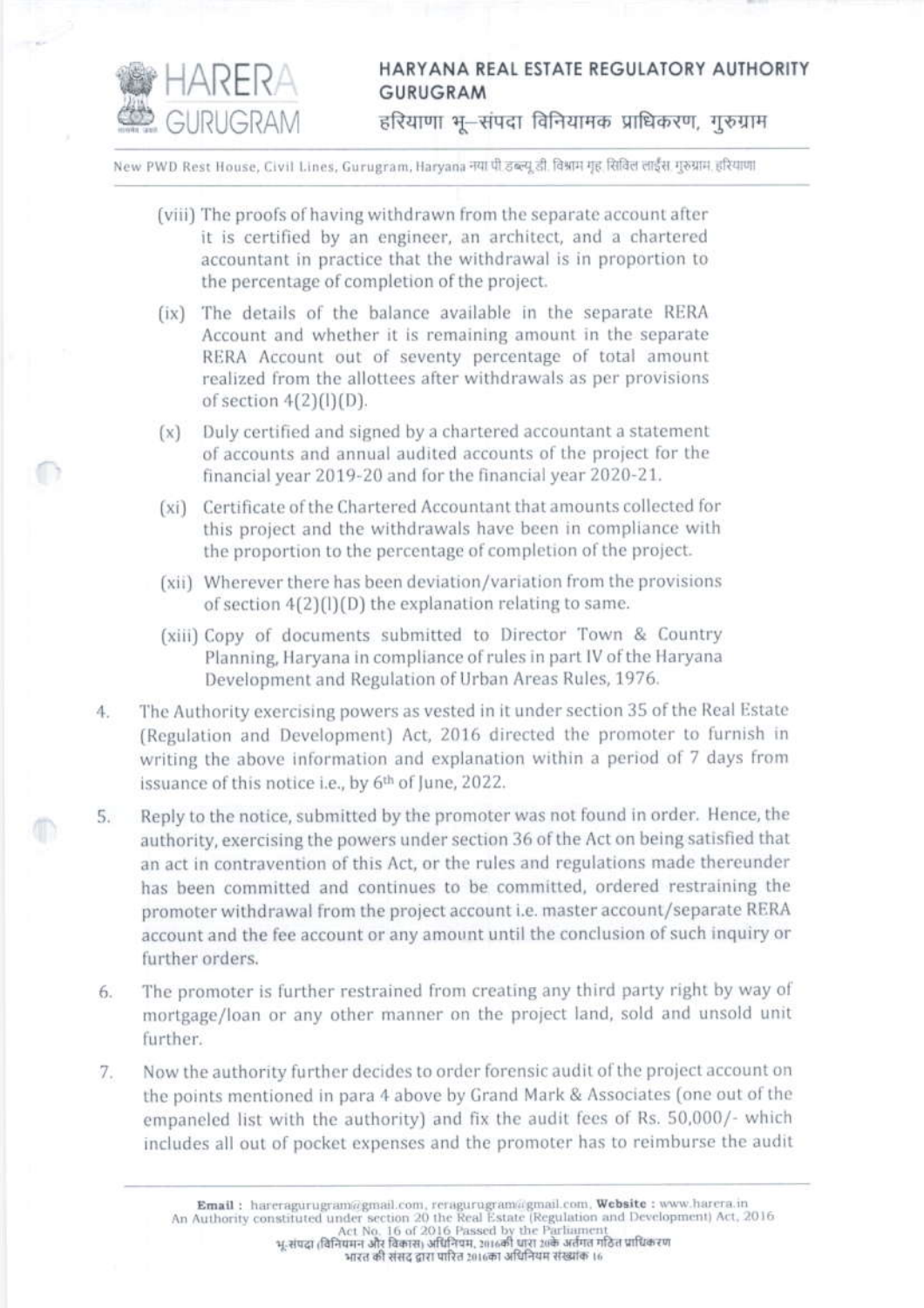(viii) The proofs of having withdrawn from the separate account after it is certified by an engineer, an architect, and a chartered accountant in practice that the withdrawal is in proportion to the percentage of completion of the project.

(ix) The details of the balance available in the separate RERA Account and whether it is remaining amount in the separate RERA Account out of seventy percentage of total amount realized from the allottees after withdrawals as per provisions of section 4(2)(l)(D).

(x) Duly certified and signed by a chartered accountant a statement of accounts and annual audited accounts of the project for the financial year 2019-20 and for the financial year 2020-21.

(xi) Certificate of the Chartered Accountant that amounts collected for this project and the withdrawals have been in compliance with the proportion to the percentage of completion of the project.

(xii) Wherever there has been deviation/variation from the provisions of section 4(2)(l)(D) the explanation relating to same.

(xiii) Copy of documents submitted to Director Town & Country Planning, Haryana in compliance of rules in part IV of the Haryana Development and Regulation of Urban Areas Rules, 1976.

4. The Authority exercising powers as vested in it under section 35 of the Real Estate (Regulation and Development) Act, 2016 directed the promoter to furnish in writing the above information and explanation within a period of 7 days from issuance of this notice i.e., by 6th of June, 2022.

5. Reply to the notice, submitted by the promoter was not found in order. Hence, the authority, exercising the powers under section 36 of the Act on being satisfied that an act in contravention of this Act, or the rules and regulations made thereunder has been committed and continues to be committed, ordered restraining the promoter withdrawal from the project account i.e. master account/separate RERA account and the fee account or any amount until the conclusion of such inquiry or further orders.

6. The promoter is further restrained from creating any third party right by way of mortgage/loan or any other manner on the project land, sold and unsold unit further.

7. Now the authority further decides to order forensic audit of the project account on the points mentioned in para 4 above by Grand Mark & Associates (one out of the empaneled list with the authority) and fix the audit fees of Rs. 50,000/- which includes all out of pocket expenses and the promoter has to reimburse the audit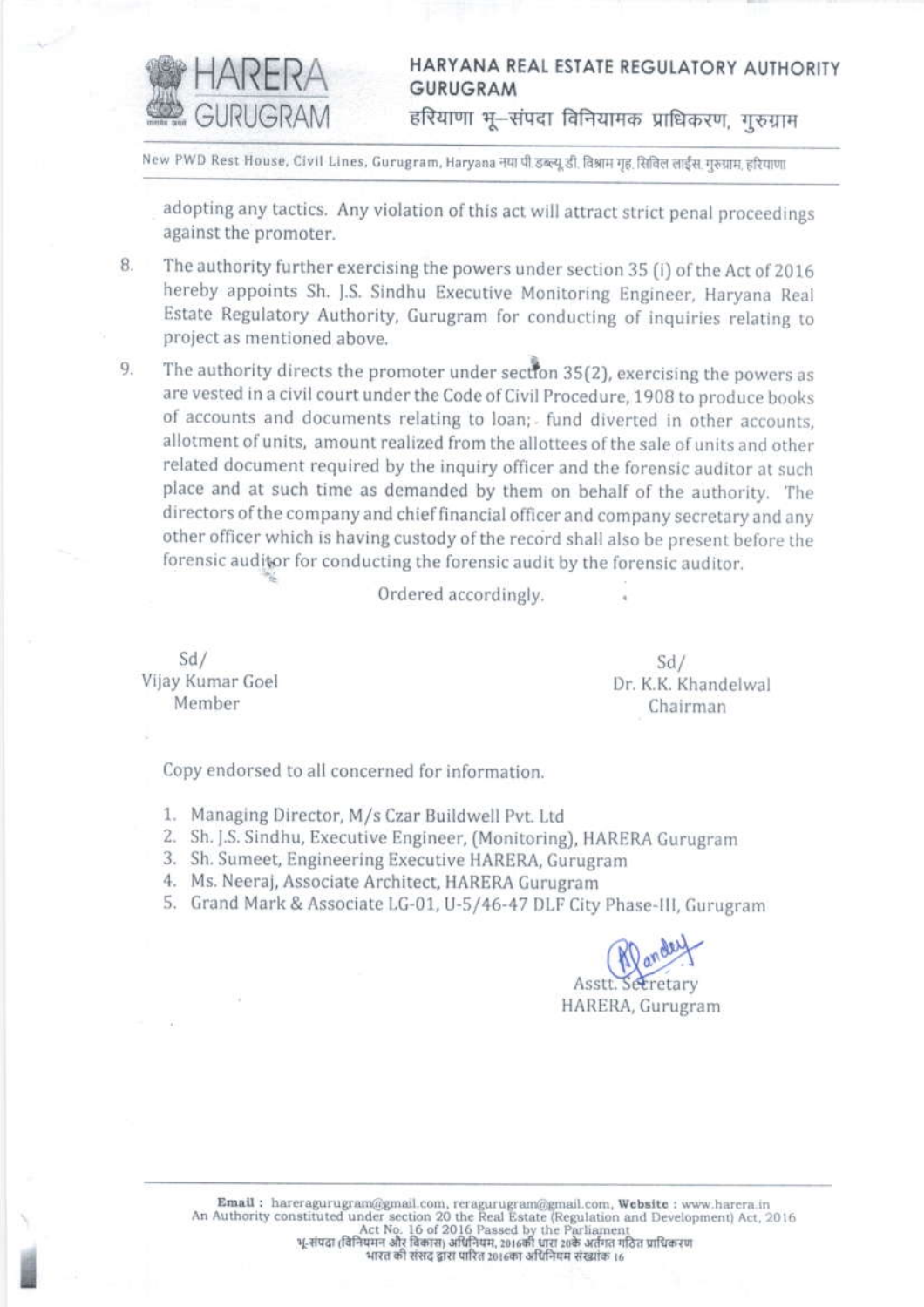adopting any tactics. Any violation of this act will attract strict penal proceedings against the promoter.

8. The authority further exercising the powers under section 35 (i) of the Act of 2016 hereby appoints Sh. J.S. Sindhu Executive Monitoring Engineer, Haryana Real Estate Regulatory Authority, Gurugram for conducting of inquiries relating to project as mentioned above.

9. The authority directs the promoter under section 35(2), exercising the powers as are vested in a civil court under the Code of Civil Procedure, 1908 to produce books of accounts and documents relating to loan; fund diverted in other accounts, allotment of units, amount realized from the allottees of the sale of units and other related document required by the inquiry officer and the forensic auditor at such place and at such time as demanded by them on behalf of the authority. The directors of the company and chief financial officer and company secretary and any other officer which is having custody of the record shall also be present before the forensic auditor for conducting the forensic audit by the forensic auditor.

Ordered accordingly.

Sd/
Vijay Kumar Goel
Member

Sd/
Dr. K.K. Khandelwal
Chairman

Copy endorsed to all concerned for information.

1. Managing Director, M/s Czar Buildwell Pvt. Ltd
2. Sh. J.S. Sindhu, Executive Engineer, (Monitoring), HARERA Gurugram
3. Sh. Sumeet, Engineering Executive HARERA, Gurugram
4. Ms. Neeraj, Associate Architect, HARERA Gurugram
5. Grand Mark & Associate LG-01, U-5/46-47 DLF City Phase-III, Gurugram

Asstt. Secretary
HARERA, Gurugram